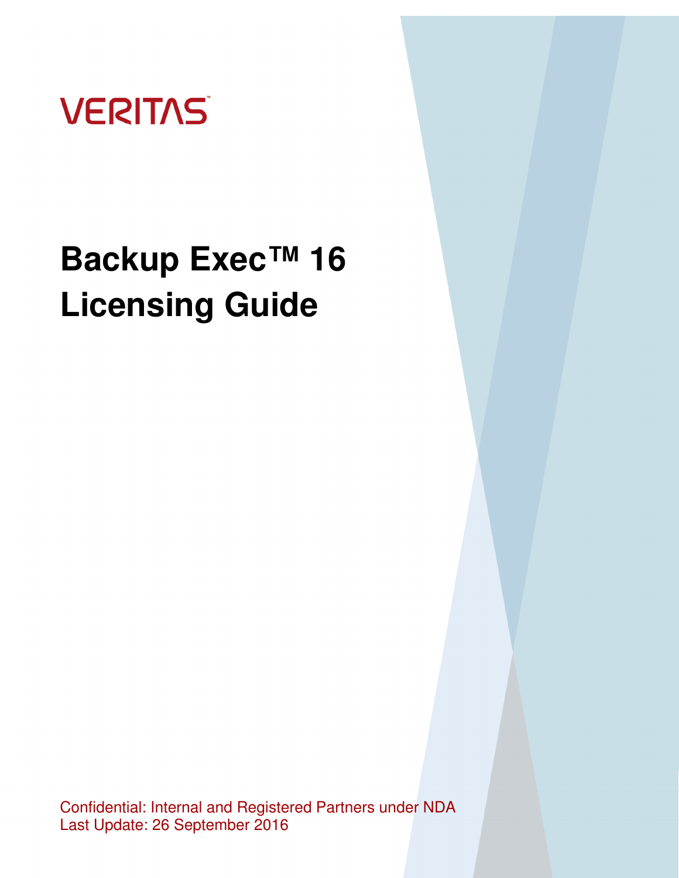VERITAS

# Backup Exec™ 16 Licensing Guide

Confidential: Internal and Registered Partners under NDA
Last Update: 26 September 2016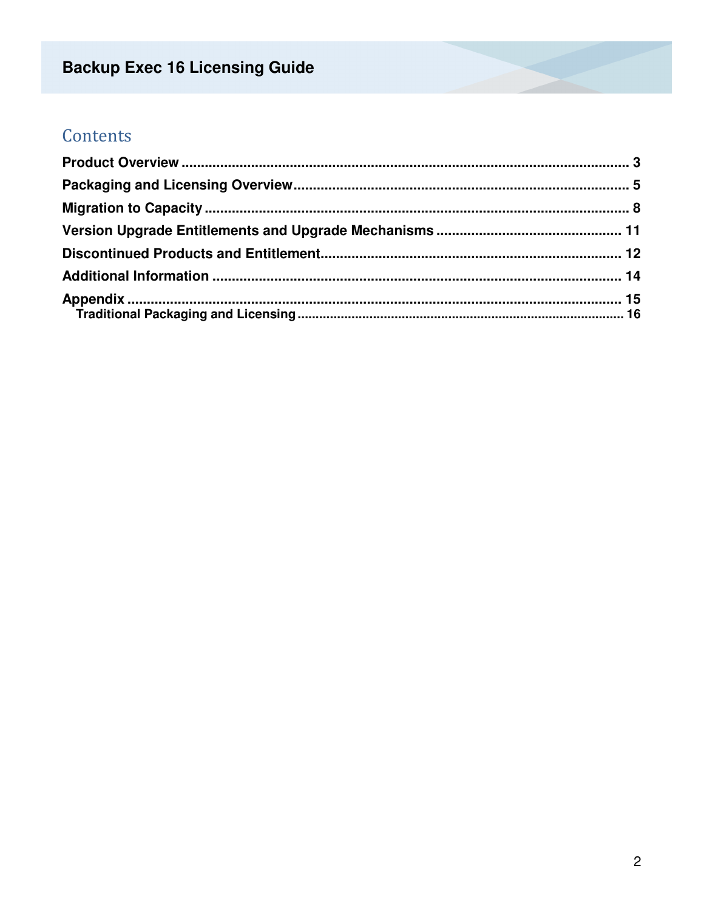## Contents

- **Product Overview** ..... 3
- **Packaging and Licensing Overview** ..... 5
- **Migration to Capacity** ..... 8
- **Version Upgrade Entitlements and Upgrade Mechanisms** ..... 11
- **Discontinued Products and Entitlement** ..... 12
- **Additional Information** ..... 14
- **Appendix** ..... 15
  - **Traditional Packaging and Licensing** ..... 16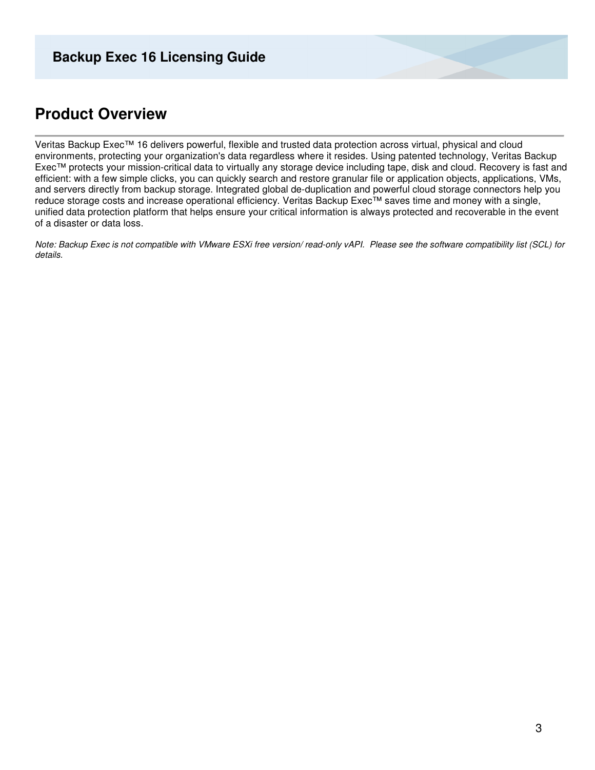# Product Overview

Veritas Backup Exec™ 16 delivers powerful, flexible and trusted data protection across virtual, physical and cloud environments, protecting your organization's data regardless where it resides. Using patented technology, Veritas Backup Exec™ protects your mission-critical data to virtually any storage device including tape, disk and cloud. Recovery is fast and efficient: with a few simple clicks, you can quickly search and restore granular file or application objects, applications, VMs, and servers directly from backup storage. Integrated global de-duplication and powerful cloud storage connectors help you reduce storage costs and increase operational efficiency. Veritas Backup Exec™ saves time and money with a single, unified data protection platform that helps ensure your critical information is always protected and recoverable in the event of a disaster or data loss.

*Note: Backup Exec is not compatible with VMware ESXi free version/ read-only vAPI.  Please see the software compatibility list (SCL) for details.*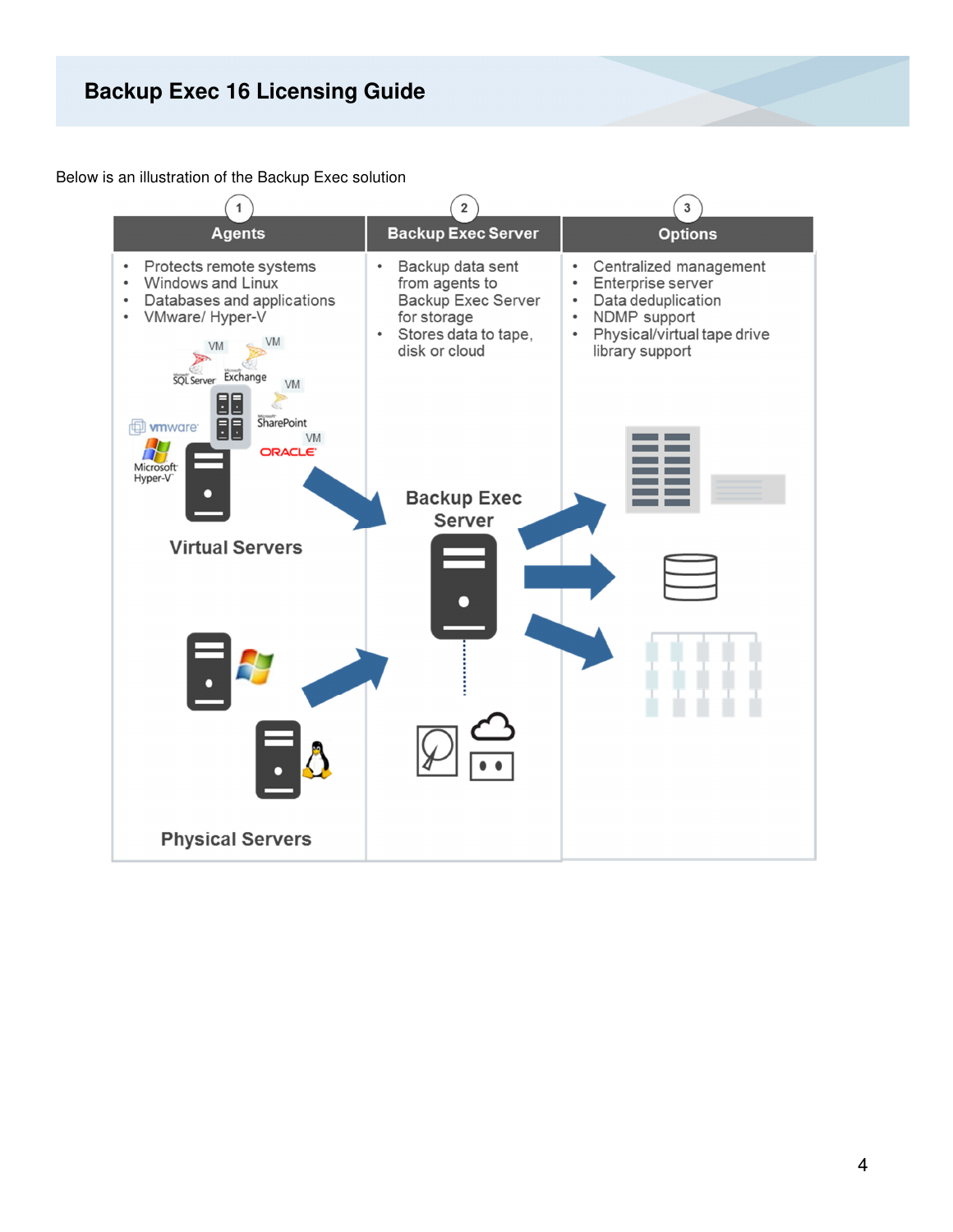Below is an illustration of the Backup Exec solution

| 1 Agents | 2 Backup Exec Server | 3 Options |
| --- | --- | --- |
| • Protects remote systems<br>• Windows and Linux<br>• Databases and applications<br>• VMware/ Hyper-V | • Backup data sent from agents to Backup Exec Server for storage<br>• Stores data to tape, disk or cloud | • Centralized management<br>• Enterprise server<br>• Data deduplication<br>• NDMP support<br>• Physical/virtual tape drive library support |

Virtual Servers

Backup Exec Server

Physical Servers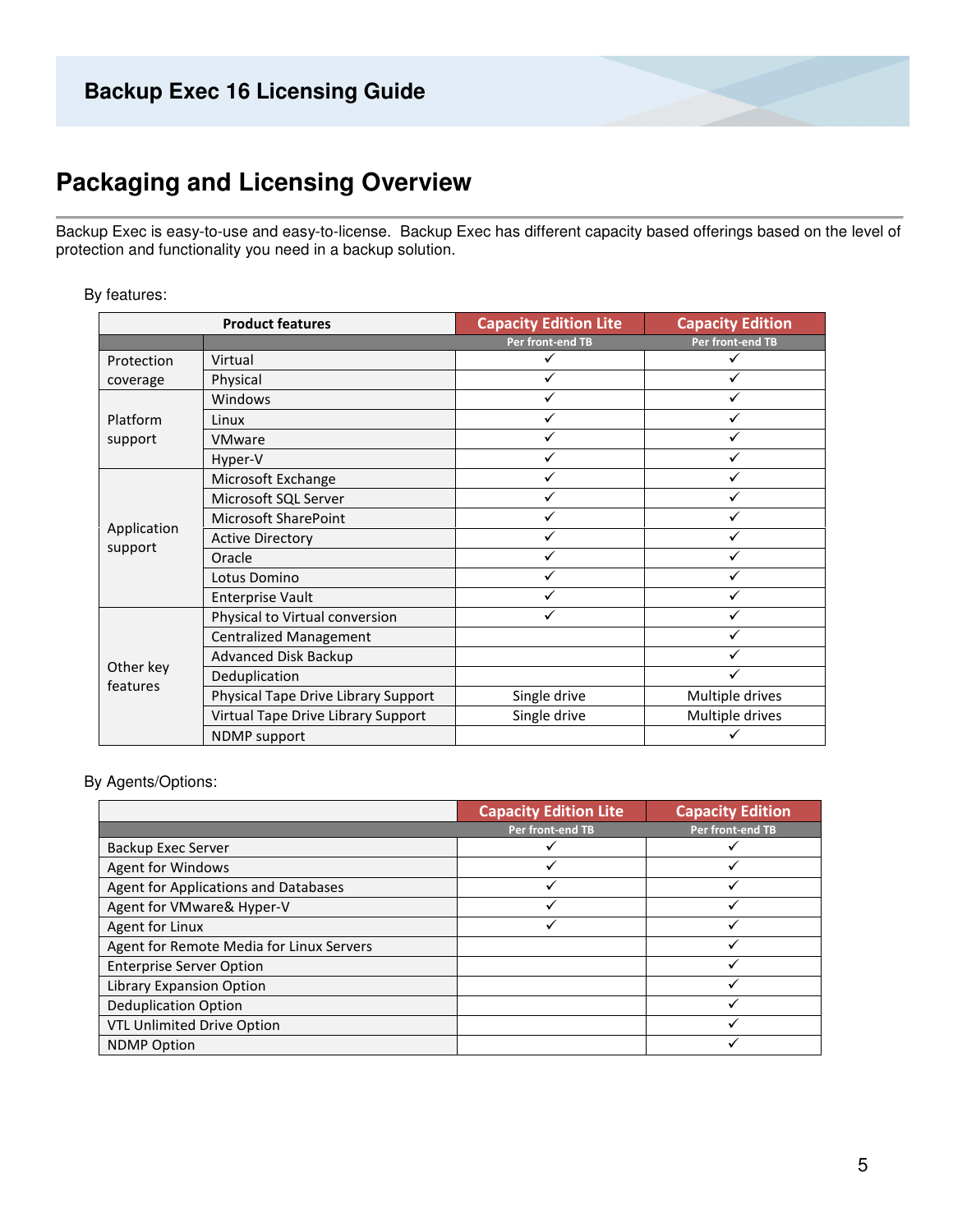## Packaging and Licensing Overview

Backup Exec is easy-to-use and easy-to-license. Backup Exec has different capacity based offerings based on the level of protection and functionality you need in a backup solution.

By features:

| Product features | | Capacity Edition Lite | Capacity Edition |
|---|---|---|---|
| | | Per front-end TB | Per front-end TB |
| Protection coverage | Virtual | ✓ | ✓ |
| | Physical | ✓ | ✓ |
| Platform support | Windows | ✓ | ✓ |
| | Linux | ✓ | ✓ |
| | VMware | ✓ | ✓ |
| | Hyper-V | ✓ | ✓ |
| Application support | Microsoft Exchange | ✓ | ✓ |
| | Microsoft SQL Server | ✓ | ✓ |
| | Microsoft SharePoint | ✓ | ✓ |
| | Active Directory | ✓ | ✓ |
| | Oracle | ✓ | ✓ |
| | Lotus Domino | ✓ | ✓ |
| | Enterprise Vault | ✓ | ✓ |
| Other key features | Physical to Virtual conversion | ✓ | ✓ |
| | Centralized Management | | ✓ |
| | Advanced Disk Backup | | ✓ |
| | Deduplication | | ✓ |
| | Physical Tape Drive Library Support | Single drive | Multiple drives |
| | Virtual Tape Drive Library Support | Single drive | Multiple drives |
| | NDMP support | | ✓ |

By Agents/Options:

| | Capacity Edition Lite | Capacity Edition |
|---|---|---|
| | Per front-end TB | Per front-end TB |
| Backup Exec Server | ✓ | ✓ |
| Agent for Windows | ✓ | ✓ |
| Agent for Applications and Databases | ✓ | ✓ |
| Agent for VMware& Hyper-V | ✓ | ✓ |
| Agent for Linux | ✓ | ✓ |
| Agent for Remote Media for Linux Servers | | ✓ |
| Enterprise Server Option | | ✓ |
| Library Expansion Option | | ✓ |
| Deduplication Option | | ✓ |
| VTL Unlimited Drive Option | | ✓ |
| NDMP Option | | ✓ |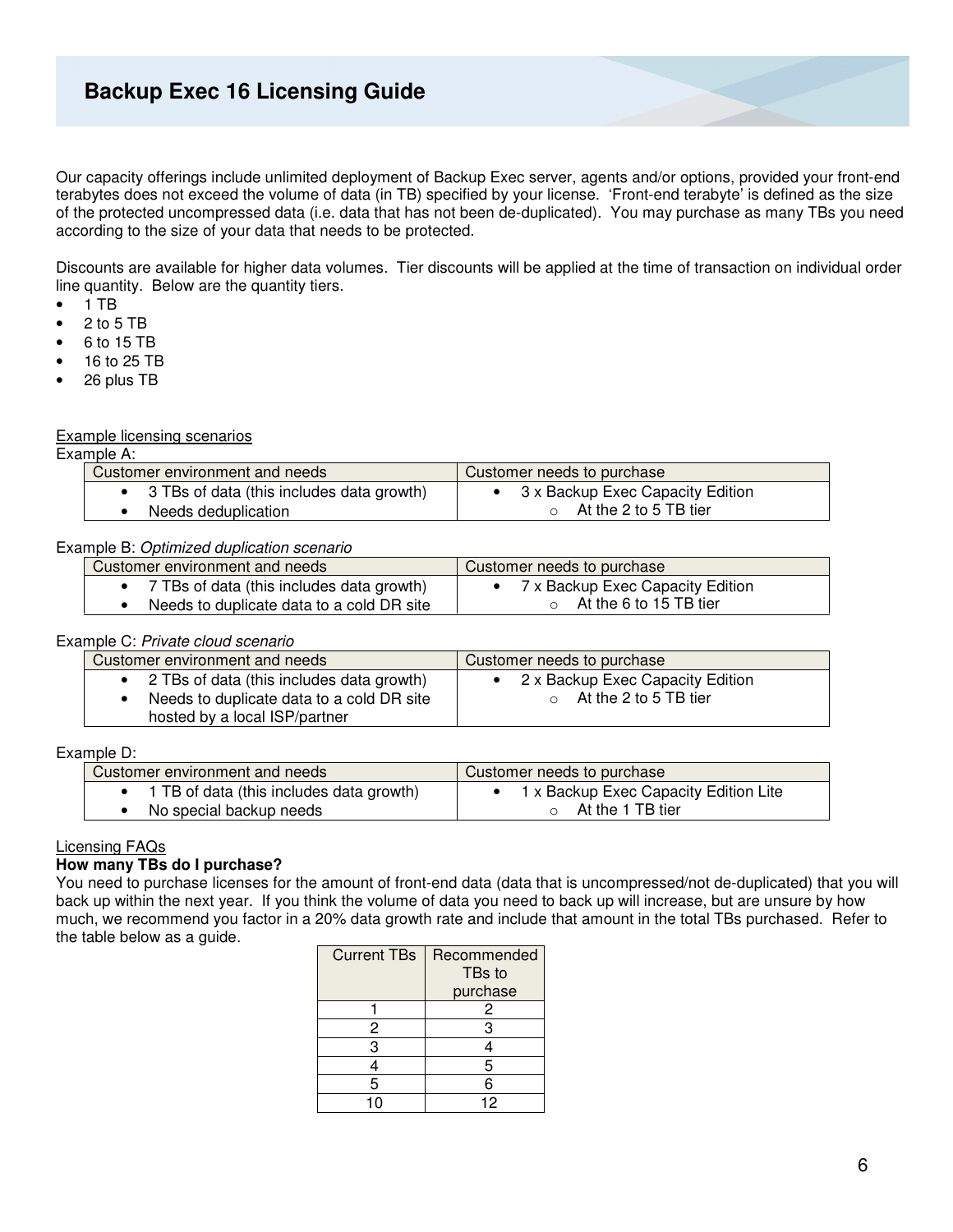# Backup Exec 16 Licensing Guide

Our capacity offerings include unlimited deployment of Backup Exec server, agents and/or options, provided your front-end terabytes does not exceed the volume of data (in TB) specified by your license. 'Front-end terabyte' is defined as the size of the protected uncompressed data (i.e. data that has not been de-duplicated). You may purchase as many TBs you need according to the size of your data that needs to be protected.

Discounts are available for higher data volumes. Tier discounts will be applied at the time of transaction on individual order line quantity. Below are the quantity tiers.

- 1 TB
- 2 to 5 TB
- 6 to 15 TB
- 16 to 25 TB
- 26 plus TB

Example licensing scenarios

Example A:

| Customer environment and needs | Customer needs to purchase |
|---|---|
| • 3 TBs of data (this includes data growth)<br>• Needs deduplication | • 3 x Backup Exec Capacity Edition<br>◦ At the 2 to 5 TB tier |

Example B: *Optimized duplication scenario*

| Customer environment and needs | Customer needs to purchase |
|---|---|
| • 7 TBs of data (this includes data growth)<br>• Needs to duplicate data to a cold DR site | • 7 x Backup Exec Capacity Edition<br>◦ At the 6 to 15 TB tier |

Example C: *Private cloud scenario*

| Customer environment and needs | Customer needs to purchase |
|---|---|
| • 2 TBs of data (this includes data growth)<br>• Needs to duplicate data to a cold DR site hosted by a local ISP/partner | • 2 x Backup Exec Capacity Edition<br>◦ At the 2 to 5 TB tier |

Example D:

| Customer environment and needs | Customer needs to purchase |
|---|---|
| • 1 TB of data (this includes data growth)<br>• No special backup needs | • 1 x Backup Exec Capacity Edition Lite<br>◦ At the 1 TB tier |

Licensing FAQs

**How many TBs do I purchase?**

You need to purchase licenses for the amount of front-end data (data that is uncompressed/not de-duplicated) that you will back up within the next year. If you think the volume of data you need to back up will increase, but are unsure by how much, we recommend you factor in a 20% data growth rate and include that amount in the total TBs purchased. Refer to the table below as a guide.

| Current TBs | Recommended TBs to purchase |
|---|---|
| 1 | 2 |
| 2 | 3 |
| 3 | 4 |
| 4 | 5 |
| 5 | 6 |
| 10 | 12 |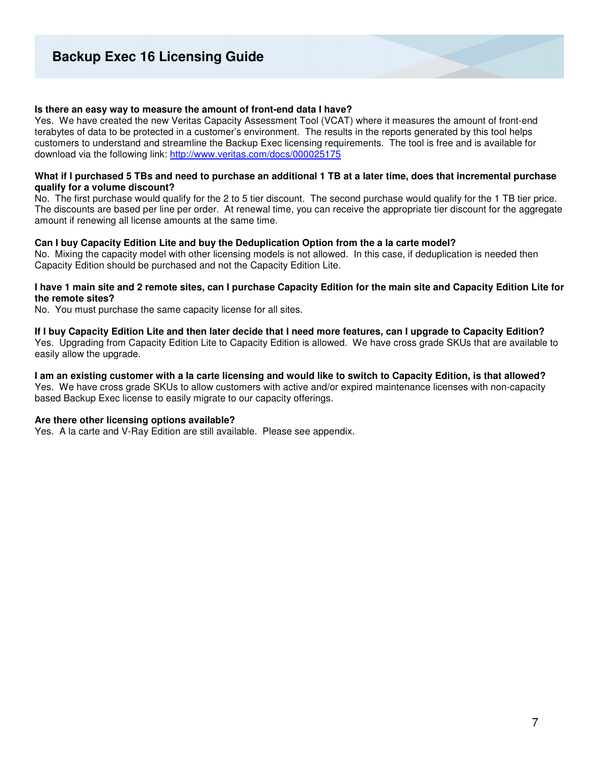**Is there an easy way to measure the amount of front-end data I have?**
Yes. We have created the new Veritas Capacity Assessment Tool (VCAT) where it measures the amount of front-end terabytes of data to be protected in a customer's environment. The results in the reports generated by this tool helps customers to understand and streamline the Backup Exec licensing requirements. The tool is free and is available for download via the following link: [http://www.veritas.com/docs/000025175](http://www.veritas.com/docs/000025175)

**What if I purchased 5 TBs and need to purchase an additional 1 TB at a later time, does that incremental purchase qualify for a volume discount?**
No. The first purchase would qualify for the 2 to 5 tier discount. The second purchase would qualify for the 1 TB tier price. The discounts are based per line per order. At renewal time, you can receive the appropriate tier discount for the aggregate amount if renewing all license amounts at the same time.

**Can I buy Capacity Edition Lite and buy the Deduplication Option from the a la carte model?**
No. Mixing the capacity model with other licensing models is not allowed. In this case, if deduplication is needed then Capacity Edition should be purchased and not the Capacity Edition Lite.

**I have 1 main site and 2 remote sites, can I purchase Capacity Edition for the main site and Capacity Edition Lite for the remote sites?**
No. You must purchase the same capacity license for all sites.

**If I buy Capacity Edition Lite and then later decide that I need more features, can I upgrade to Capacity Edition?**
Yes. Upgrading from Capacity Edition Lite to Capacity Edition is allowed. We have cross grade SKUs that are available to easily allow the upgrade.

**I am an existing customer with a la carte licensing and would like to switch to Capacity Edition, is that allowed?**
Yes. We have cross grade SKUs to allow customers with active and/or expired maintenance licenses with non-capacity based Backup Exec license to easily migrate to our capacity offerings.

**Are there other licensing options available?**
Yes. A la carte and V-Ray Edition are still available. Please see appendix.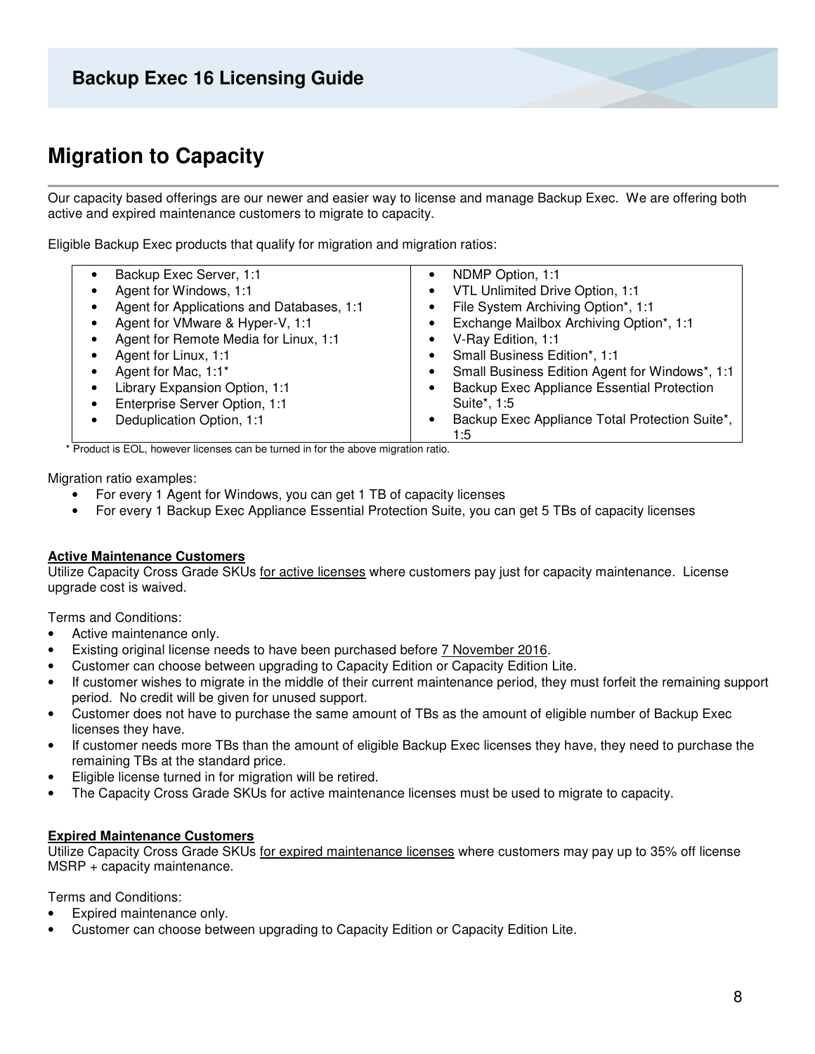## Migration to Capacity

Our capacity based offerings are our newer and easier way to license and manage Backup Exec. We are offering both active and expired maintenance customers to migrate to capacity.

Eligible Backup Exec products that qualify for migration and migration ratios:

| | |
|---|---|
| • Backup Exec Server, 1:1<br>• Agent for Windows, 1:1<br>• Agent for Applications and Databases, 1:1<br>• Agent for VMware & Hyper-V, 1:1<br>• Agent for Remote Media for Linux, 1:1<br>• Agent for Linux, 1:1<br>• Agent for Mac, 1:1*<br>• Library Expansion Option, 1:1<br>• Enterprise Server Option, 1:1<br>• Deduplication Option, 1:1 | • NDMP Option, 1:1<br>• VTL Unlimited Drive Option, 1:1<br>• File System Archiving Option*, 1:1<br>• Exchange Mailbox Archiving Option*, 1:1<br>• V-Ray Edition, 1:1<br>• Small Business Edition*, 1:1<br>• Small Business Edition Agent for Windows*, 1:1<br>• Backup Exec Appliance Essential Protection Suite*, 1:5<br>• Backup Exec Appliance Total Protection Suite*, 1:5 |

\* Product is EOL, however licenses can be turned in for the above migration ratio.

Migration ratio examples:

- For every 1 Agent for Windows, you can get 1 TB of capacity licenses
- For every 1 Backup Exec Appliance Essential Protection Suite, you can get 5 TBs of capacity licenses

**Active Maintenance Customers**

Utilize Capacity Cross Grade SKUs for active licenses where customers pay just for capacity maintenance. License upgrade cost is waived.

Terms and Conditions:

- Active maintenance only.
- Existing original license needs to have been purchased before 7 November 2016.
- Customer can choose between upgrading to Capacity Edition or Capacity Edition Lite.
- If customer wishes to migrate in the middle of their current maintenance period, they must forfeit the remaining support period. No credit will be given for unused support.
- Customer does not have to purchase the same amount of TBs as the amount of eligible number of Backup Exec licenses they have.
- If customer needs more TBs than the amount of eligible Backup Exec licenses they have, they need to purchase the remaining TBs at the standard price.
- Eligible license turned in for migration will be retired.
- The Capacity Cross Grade SKUs for active maintenance licenses must be used to migrate to capacity.

**Expired Maintenance Customers**

Utilize Capacity Cross Grade SKUs for expired maintenance licenses where customers may pay up to 35% off license MSRP + capacity maintenance.

Terms and Conditions:

- Expired maintenance only.
- Customer can choose between upgrading to Capacity Edition or Capacity Edition Lite.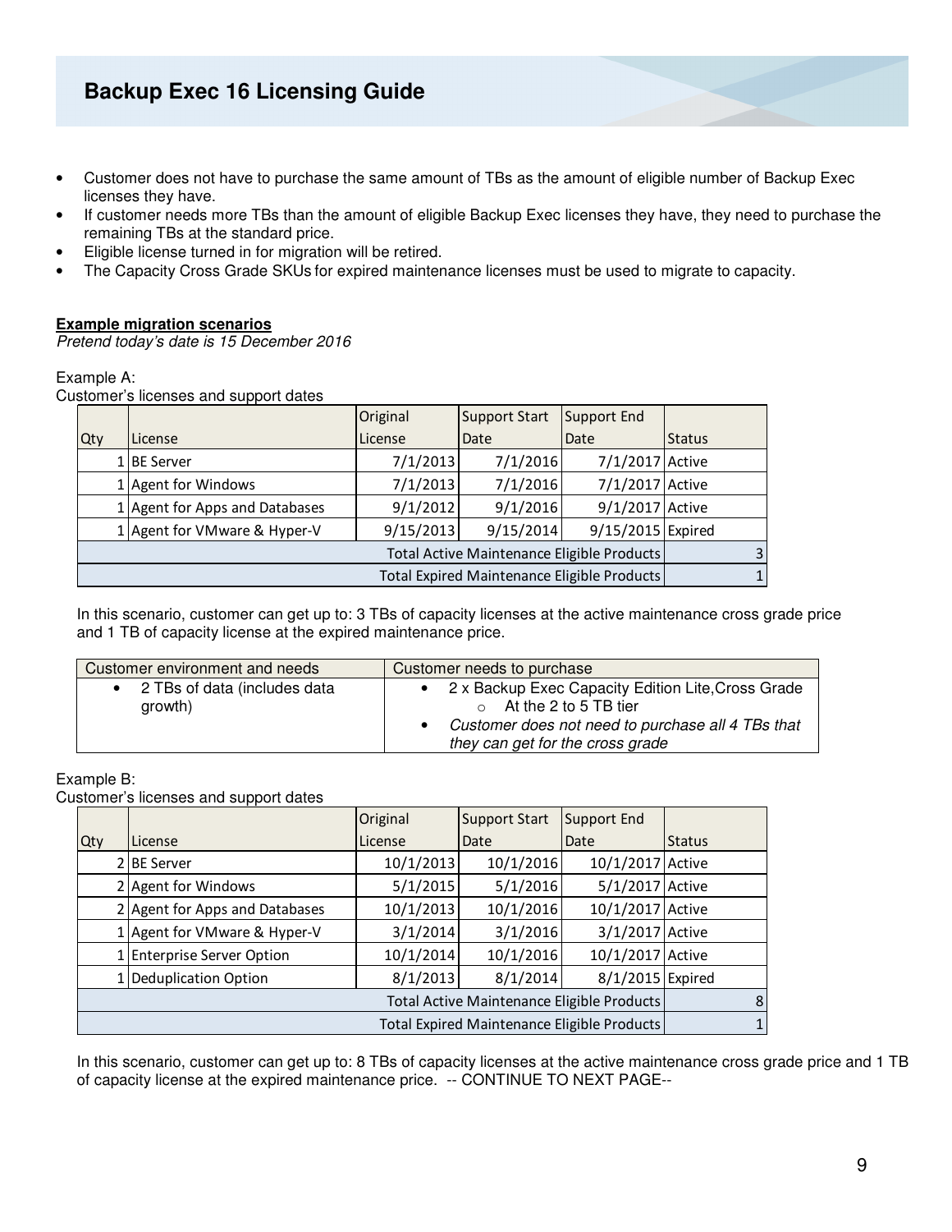- Customer does not have to purchase the same amount of TBs as the amount of eligible number of Backup Exec licenses they have.
- If customer needs more TBs than the amount of eligible Backup Exec licenses they have, they need to purchase the remaining TBs at the standard price.
- Eligible license turned in for migration will be retired.
- The Capacity Cross Grade SKUs for expired maintenance licenses must be used to migrate to capacity.

**Example migration scenarios**

*Pretend today's date is 15 December 2016*

Example A:

Customer's licenses and support dates

| Qty | License | Original License | Support Start Date | Support End Date | Status |
|---|---|---|---|---|---|
| 1 | BE Server | 7/1/2013 | 7/1/2016 | 7/1/2017 | Active |
| 1 | Agent for Windows | 7/1/2013 | 7/1/2016 | 7/1/2017 | Active |
| 1 | Agent for Apps and Databases | 9/1/2012 | 9/1/2016 | 9/1/2017 | Active |
| 1 | Agent for VMware & Hyper-V | 9/15/2013 | 9/15/2014 | 9/15/2015 | Expired |
| | | | | Total Active Maintenance Eligible Products | 3 |
| | | | | Total Expired Maintenance Eligible Products | 1 |

In this scenario, customer can get up to: 3 TBs of capacity licenses at the active maintenance cross grade price and 1 TB of capacity license at the expired maintenance price.

| Customer environment and needs | Customer needs to purchase |
|---|---|
| • 2 TBs of data (includes data growth) | • 2 x Backup Exec Capacity Edition Lite,Cross Grade<br>  ○ At the 2 to 5 TB tier<br>• *Customer does not need to purchase all 4 TBs that they can get for the cross grade* |

Example B:

Customer's licenses and support dates

| Qty | License | Original License | Support Start Date | Support End Date | Status |
|---|---|---|---|---|---|
| 2 | BE Server | 10/1/2013 | 10/1/2016 | 10/1/2017 | Active |
| 2 | Agent for Windows | 5/1/2015 | 5/1/2016 | 5/1/2017 | Active |
| 2 | Agent for Apps and Databases | 10/1/2013 | 10/1/2016 | 10/1/2017 | Active |
| 1 | Agent for VMware & Hyper-V | 3/1/2014 | 3/1/2016 | 3/1/2017 | Active |
| 1 | Enterprise Server Option | 10/1/2014 | 10/1/2016 | 10/1/2017 | Active |
| 1 | Deduplication Option | 8/1/2013 | 8/1/2014 | 8/1/2015 | Expired |
| | | | | Total Active Maintenance Eligible Products | 8 |
| | | | | Total Expired Maintenance Eligible Products | 1 |

In this scenario, customer can get up to: 8 TBs of capacity licenses at the active maintenance cross grade price and 1 TB of capacity license at the expired maintenance price. -- CONTINUE TO NEXT PAGE--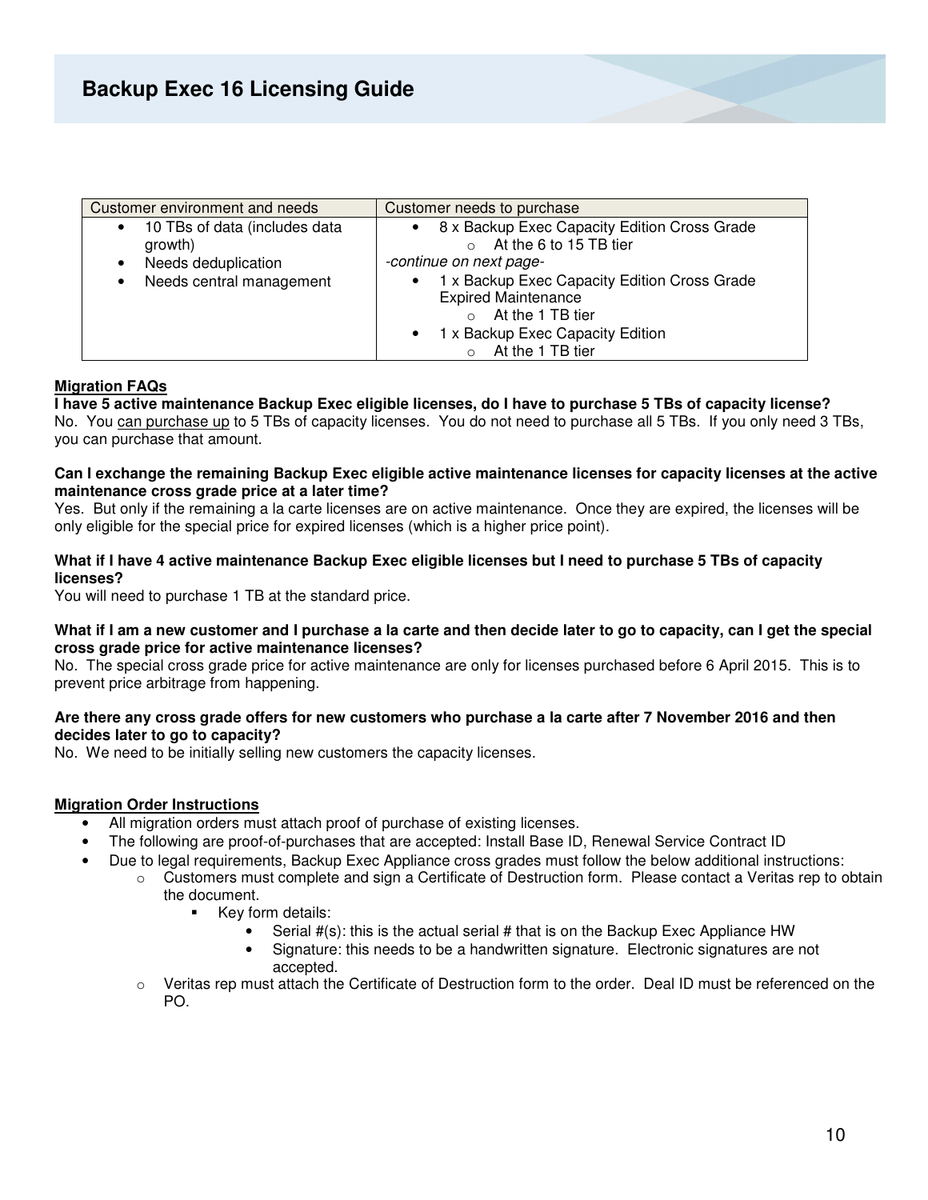| Customer environment and needs | Customer needs to purchase |
| --- | --- |
| • 10 TBs of data (includes data growth)<br>• Needs deduplication<br>• Needs central management | • 8 x Backup Exec Capacity Edition Cross Grade<br>  ○ At the 6 to 15 TB tier<br>*-continue on next page-*<br>• 1 x Backup Exec Capacity Edition Cross Grade Expired Maintenance<br>  ○ At the 1 TB tier<br>• 1 x Backup Exec Capacity Edition<br>  ○ At the 1 TB tier |

**Migration FAQs**

**I have 5 active maintenance Backup Exec eligible licenses, do I have to purchase 5 TBs of capacity license?**
No. You can purchase up to 5 TBs of capacity licenses. You do not need to purchase all 5 TBs. If you only need 3 TBs, you can purchase that amount.

**Can I exchange the remaining Backup Exec eligible active maintenance licenses for capacity licenses at the active maintenance cross grade price at a later time?**
Yes. But only if the remaining a la carte licenses are on active maintenance. Once they are expired, the licenses will be only eligible for the special price for expired licenses (which is a higher price point).

**What if I have 4 active maintenance Backup Exec eligible licenses but I need to purchase 5 TBs of capacity licenses?**
You will need to purchase 1 TB at the standard price.

**What if I am a new customer and I purchase a la carte and then decide later to go to capacity, can I get the special cross grade price for active maintenance licenses?**
No. The special cross grade price for active maintenance are only for licenses purchased before 6 April 2015. This is to prevent price arbitrage from happening.

**Are there any cross grade offers for new customers who purchase a la carte after 7 November 2016 and then decides later to go to capacity?**
No. We need to be initially selling new customers the capacity licenses.

**Migration Order Instructions**

- All migration orders must attach proof of purchase of existing licenses.
- The following are proof-of-purchases that are accepted: Install Base ID, Renewal Service Contract ID
- Due to legal requirements, Backup Exec Appliance cross grades must follow the below additional instructions:
  - Customers must complete and sign a Certificate of Destruction form. Please contact a Veritas rep to obtain the document.
    - Key form details:
      - Serial #(s): this is the actual serial # that is on the Backup Exec Appliance HW
      - Signature: this needs to be a handwritten signature. Electronic signatures are not accepted.
  - Veritas rep must attach the Certificate of Destruction form to the order. Deal ID must be referenced on the PO.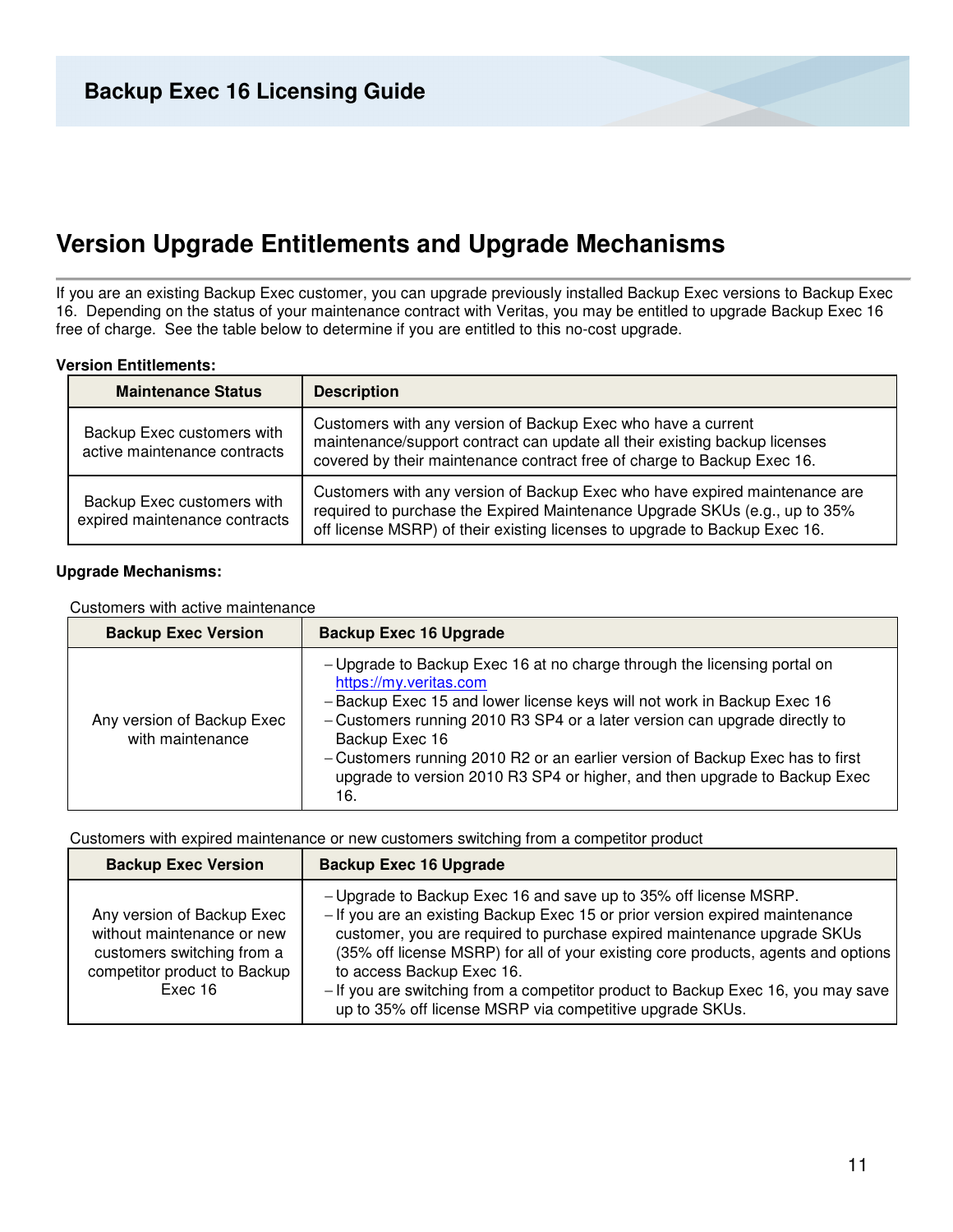# Version Upgrade Entitlements and Upgrade Mechanisms

If you are an existing Backup Exec customer, you can upgrade previously installed Backup Exec versions to Backup Exec 16. Depending on the status of your maintenance contract with Veritas, you may be entitled to upgrade Backup Exec 16 free of charge. See the table below to determine if you are entitled to this no-cost upgrade.

**Version Entitlements:**

| Maintenance Status | Description |
|---|---|
| Backup Exec customers with active maintenance contracts | Customers with any version of Backup Exec who have a current maintenance/support contract can update all their existing backup licenses covered by their maintenance contract free of charge to Backup Exec 16. |
| Backup Exec customers with expired maintenance contracts | Customers with any version of Backup Exec who have expired maintenance are required to purchase the Expired Maintenance Upgrade SKUs (e.g., up to 35% off license MSRP) of their existing licenses to upgrade to Backup Exec 16. |

**Upgrade Mechanisms:**

Customers with active maintenance

| Backup Exec Version | Backup Exec 16 Upgrade |
|---|---|
| Any version of Backup Exec with maintenance | – Upgrade to Backup Exec 16 at no charge through the licensing portal on https://my.veritas.com<br>– Backup Exec 15 and lower license keys will not work in Backup Exec 16<br>– Customers running 2010 R3 SP4 or a later version can upgrade directly to Backup Exec 16<br>– Customers running 2010 R2 or an earlier version of Backup Exec has to first upgrade to version 2010 R3 SP4 or higher, and then upgrade to Backup Exec 16. |

Customers with expired maintenance or new customers switching from a competitor product

| Backup Exec Version | Backup Exec 16 Upgrade |
|---|---|
| Any version of Backup Exec without maintenance or new customers switching from a competitor product to Backup Exec 16 | – Upgrade to Backup Exec 16 and save up to 35% off license MSRP.<br>– If you are an existing Backup Exec 15 or prior version expired maintenance customer, you are required to purchase expired maintenance upgrade SKUs (35% off license MSRP) for all of your existing core products, agents and options to access Backup Exec 16.<br>– If you are switching from a competitor product to Backup Exec 16, you may save up to 35% off license MSRP via competitive upgrade SKUs. |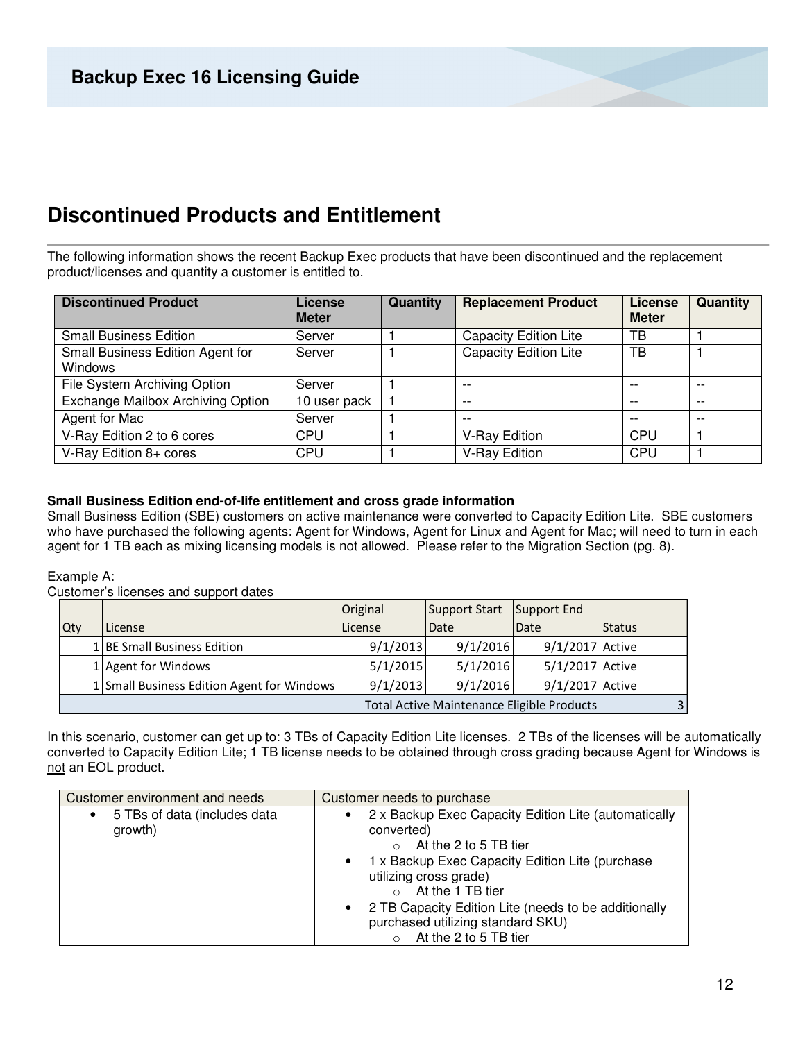## Discontinued Products and Entitlement

The following information shows the recent Backup Exec products that have been discontinued and the replacement product/licenses and quantity a customer is entitled to.

| Discontinued Product | License Meter | Quantity | Replacement Product | License Meter | Quantity |
|---|---|---|---|---|---|
| Small Business Edition | Server | 1 | Capacity Edition Lite | TB | 1 |
| Small Business Edition Agent for Windows | Server | 1 | Capacity Edition Lite | TB | 1 |
| File System Archiving Option | Server | 1 | -- | -- | -- |
| Exchange Mailbox Archiving Option | 10 user pack | 1 | -- | -- | -- |
| Agent for Mac | Server | 1 | -- | -- | -- |
| V-Ray Edition 2 to 6 cores | CPU | 1 | V-Ray Edition | CPU | 1 |
| V-Ray Edition 8+ cores | CPU | 1 | V-Ray Edition | CPU | 1 |

**Small Business Edition end-of-life entitlement and cross grade information**

Small Business Edition (SBE) customers on active maintenance were converted to Capacity Edition Lite. SBE customers who have purchased the following agents: Agent for Windows, Agent for Linux and Agent for Mac; will need to turn in each agent for 1 TB each as mixing licensing models is not allowed. Please refer to the Migration Section (pg. 8).

Example A:

Customer's licenses and support dates

| Qty | License | Original License | Support Start Date | Support End Date | Status |
|---|---|---|---|---|---|
| 1 | BE Small Business Edition | 9/1/2013 | 9/1/2016 | 9/1/2017 | Active |
| 1 | Agent for Windows | 5/1/2015 | 5/1/2016 | 5/1/2017 | Active |
| 1 | Small Business Edition Agent for Windows | 9/1/2013 | 9/1/2016 | 9/1/2017 | Active |
| | | | | Total Active Maintenance Eligible Products | 3 |

In this scenario, customer can get up to: 3 TBs of Capacity Edition Lite licenses. 2 TBs of the licenses will be automatically converted to Capacity Edition Lite; 1 TB license needs to be obtained through cross grading because Agent for Windows is not an EOL product.

| Customer environment and needs | Customer needs to purchase |
|---|---|
| • 5 TBs of data (includes data growth) | • 2 x Backup Exec Capacity Edition Lite (automatically converted)<br>  ○ At the 2 to 5 TB tier<br>• 1 x Backup Exec Capacity Edition Lite (purchase utilizing cross grade)<br>  ○ At the 1 TB tier<br>• 2 TB Capacity Edition Lite (needs to be additionally purchased utilizing standard SKU)<br>  ○ At the 2 to 5 TB tier |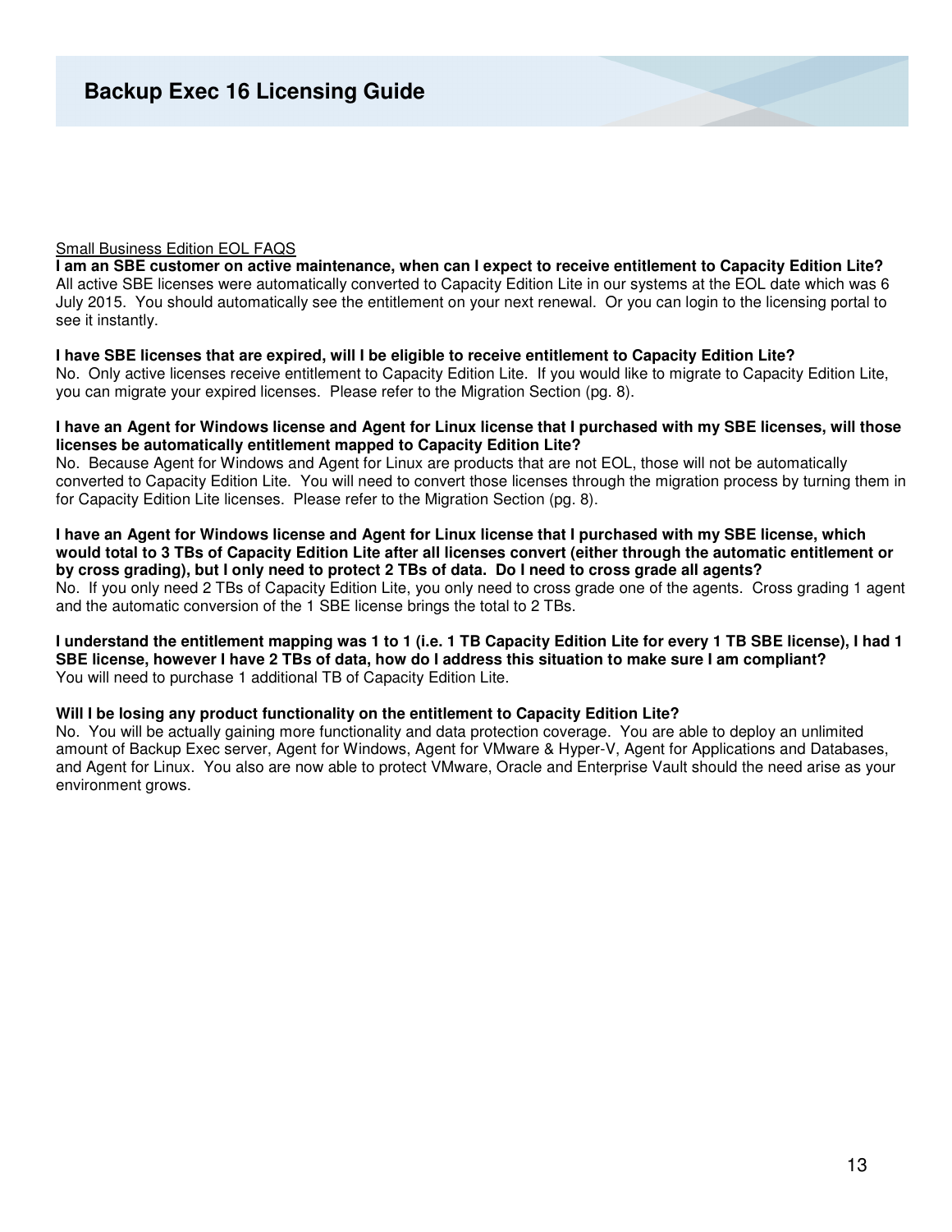Small Business Edition EOL FAQS

**I am an SBE customer on active maintenance, when can I expect to receive entitlement to Capacity Edition Lite?**
All active SBE licenses were automatically converted to Capacity Edition Lite in our systems at the EOL date which was 6 July 2015. You should automatically see the entitlement on your next renewal. Or you can login to the licensing portal to see it instantly.

**I have SBE licenses that are expired, will I be eligible to receive entitlement to Capacity Edition Lite?**
No. Only active licenses receive entitlement to Capacity Edition Lite. If you would like to migrate to Capacity Edition Lite, you can migrate your expired licenses. Please refer to the Migration Section (pg. 8).

**I have an Agent for Windows license and Agent for Linux license that I purchased with my SBE licenses, will those licenses be automatically entitlement mapped to Capacity Edition Lite?**
No. Because Agent for Windows and Agent for Linux are products that are not EOL, those will not be automatically converted to Capacity Edition Lite. You will need to convert those licenses through the migration process by turning them in for Capacity Edition Lite licenses. Please refer to the Migration Section (pg. 8).

**I have an Agent for Windows license and Agent for Linux license that I purchased with my SBE license, which would total to 3 TBs of Capacity Edition Lite after all licenses convert (either through the automatic entitlement or by cross grading), but I only need to protect 2 TBs of data. Do I need to cross grade all agents?**
No. If you only need 2 TBs of Capacity Edition Lite, you only need to cross grade one of the agents. Cross grading 1 agent and the automatic conversion of the 1 SBE license brings the total to 2 TBs.

**I understand the entitlement mapping was 1 to 1 (i.e. 1 TB Capacity Edition Lite for every 1 TB SBE license), I had 1 SBE license, however I have 2 TBs of data, how do I address this situation to make sure I am compliant?**
You will need to purchase 1 additional TB of Capacity Edition Lite.

**Will I be losing any product functionality on the entitlement to Capacity Edition Lite?**
No. You will be actually gaining more functionality and data protection coverage. You are able to deploy an unlimited amount of Backup Exec server, Agent for Windows, Agent for VMware & Hyper-V, Agent for Applications and Databases, and Agent for Linux. You also are now able to protect VMware, Oracle and Enterprise Vault should the need arise as your environment grows.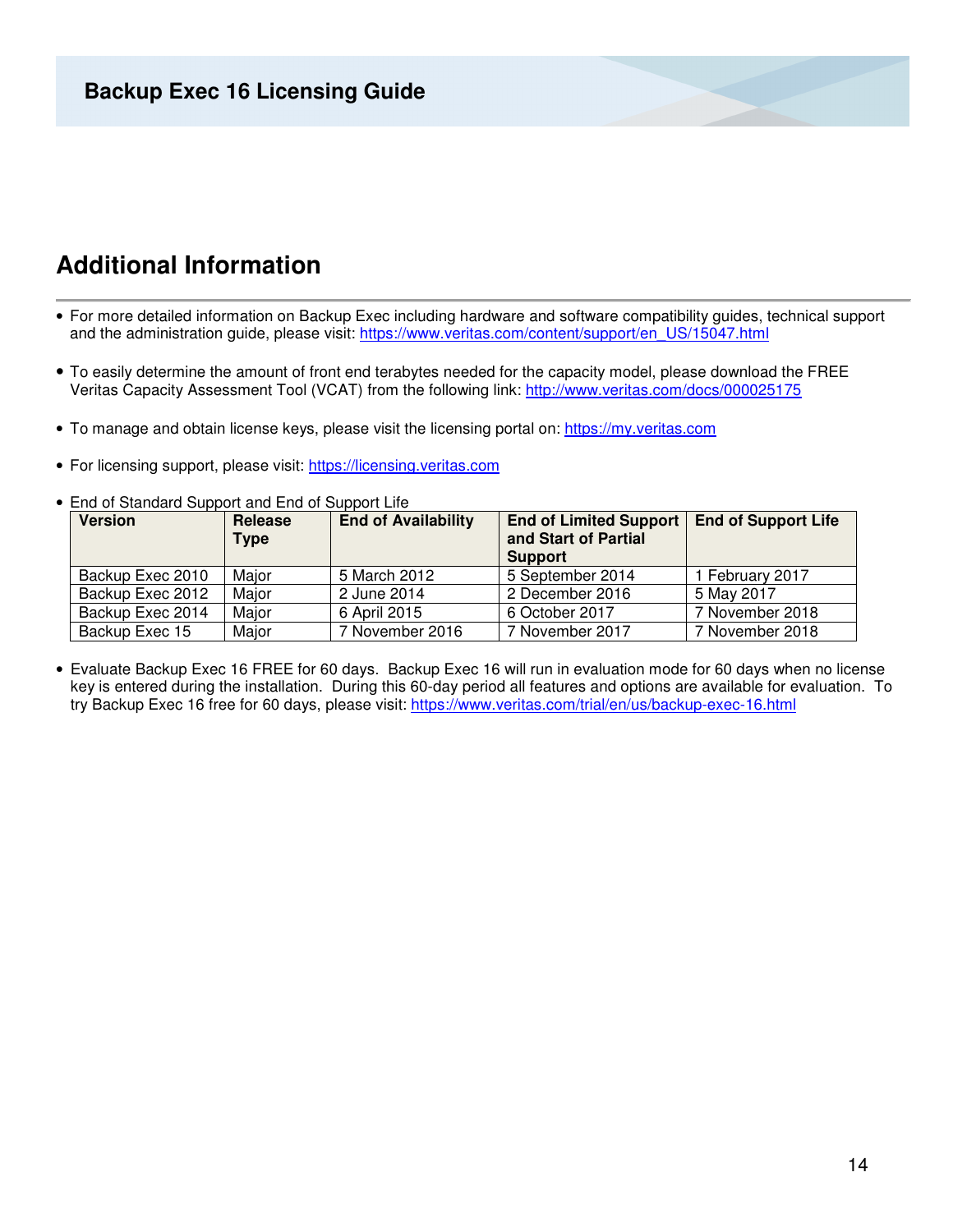## Additional Information

- For more detailed information on Backup Exec including hardware and software compatibility guides, technical support and the administration guide, please visit: https://www.veritas.com/content/support/en_US/15047.html

- To easily determine the amount of front end terabytes needed for the capacity model, please download the FREE Veritas Capacity Assessment Tool (VCAT) from the following link: http://www.veritas.com/docs/000025175

- To manage and obtain license keys, please visit the licensing portal on: https://my.veritas.com

- For licensing support, please visit: https://licensing.veritas.com

- End of Standard Support and End of Support Life

| Version | Release Type | End of Availability | End of Limited Support and Start of Partial Support | End of Support Life |
|---|---|---|---|---|
| Backup Exec 2010 | Major | 5 March 2012 | 5 September 2014 | 1 February 2017 |
| Backup Exec 2012 | Major | 2 June 2014 | 2 December 2016 | 5 May 2017 |
| Backup Exec 2014 | Major | 6 April 2015 | 6 October 2017 | 7 November 2018 |
| Backup Exec 15 | Major | 7 November 2016 | 7 November 2017 | 7 November 2018 |

- Evaluate Backup Exec 16 FREE for 60 days. Backup Exec 16 will run in evaluation mode for 60 days when no license key is entered during the installation. During this 60-day period all features and options are available for evaluation. To try Backup Exec 16 free for 60 days, please visit: https://www.veritas.com/trial/en/us/backup-exec-16.html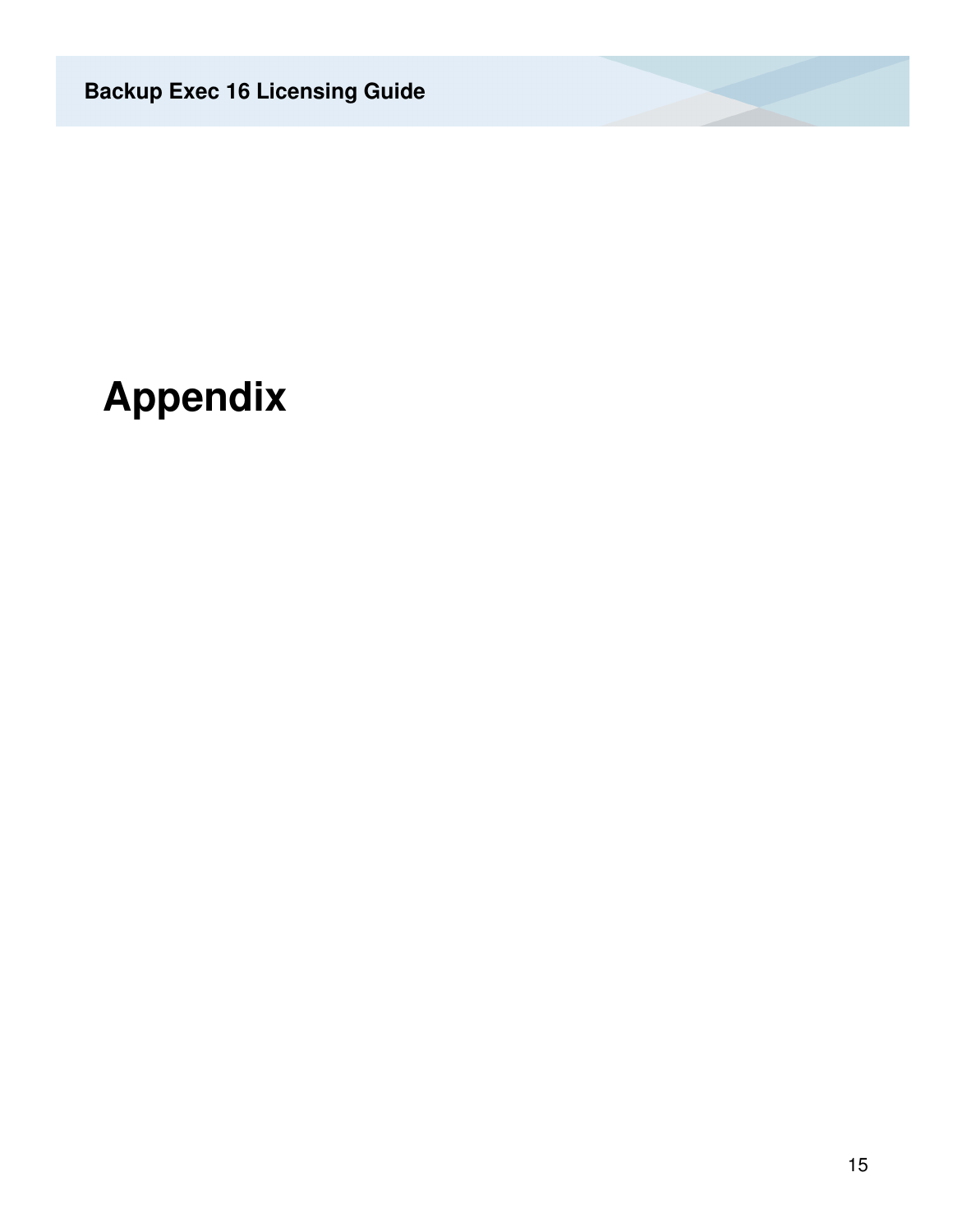# Appendix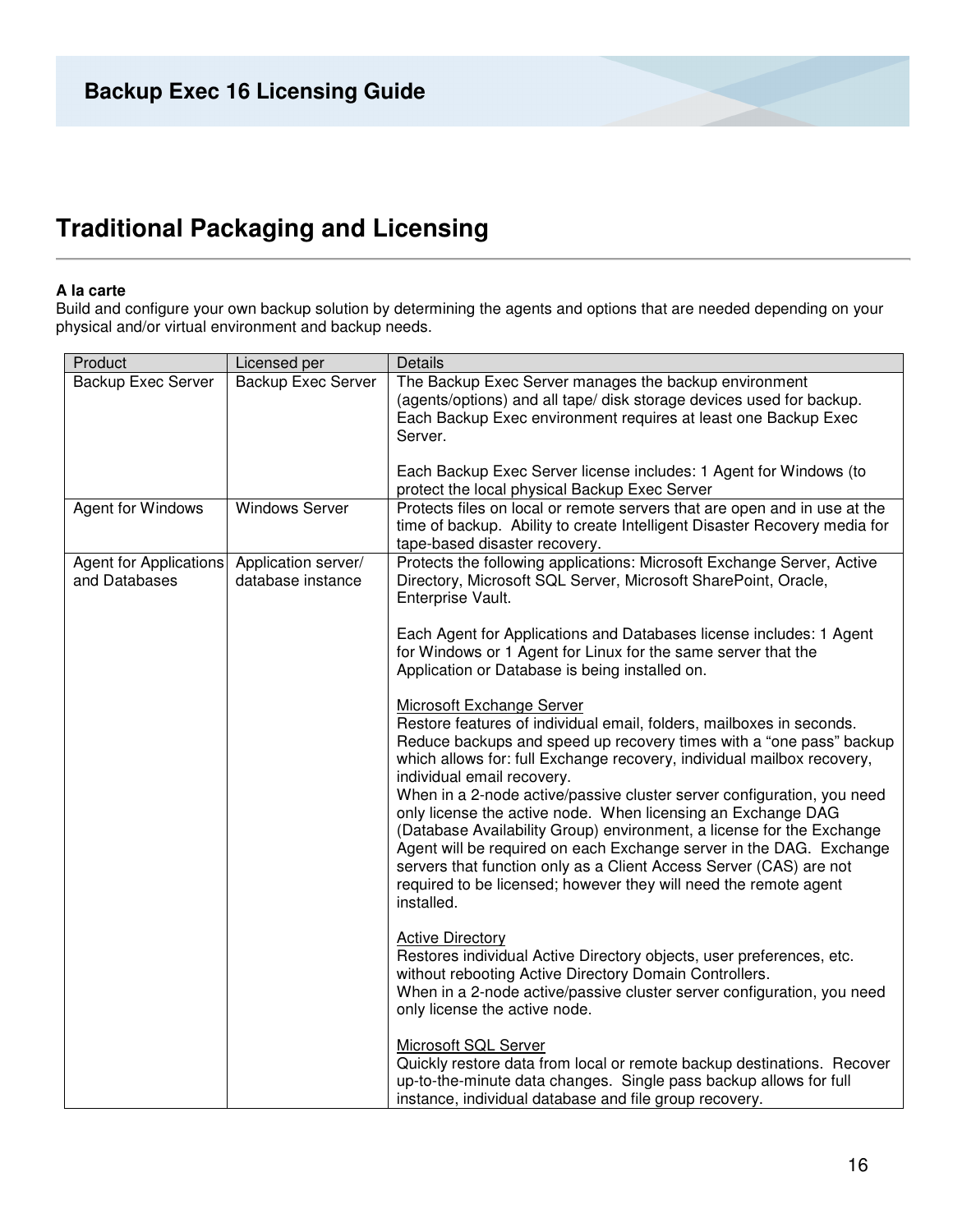# Traditional Packaging and Licensing

**A la carte**
Build and configure your own backup solution by determining the agents and options that are needed depending on your physical and/or virtual environment and backup needs.

| Product | Licensed per | Details |
|---|---|---|
| Backup Exec Server | Backup Exec Server | The Backup Exec Server manages the backup environment (agents/options) and all tape/ disk storage devices used for backup. Each Backup Exec environment requires at least one Backup Exec Server.<br><br>Each Backup Exec Server license includes: 1 Agent for Windows (to protect the local physical Backup Exec Server |
| Agent for Windows | Windows Server | Protects files on local or remote servers that are open and in use at the time of backup. Ability to create Intelligent Disaster Recovery media for tape-based disaster recovery. |
| Agent for Applications and Databases | Application server/ database instance | Protects the following applications: Microsoft Exchange Server, Active Directory, Microsoft SQL Server, Microsoft SharePoint, Oracle, Enterprise Vault.<br><br>Each Agent for Applications and Databases license includes: 1 Agent for Windows or 1 Agent for Linux for the same server that the Application or Database is being installed on.<br><br><u>Microsoft Exchange Server</u><br>Restore features of individual email, folders, mailboxes in seconds. Reduce backups and speed up recovery times with a "one pass" backup which allows for: full Exchange recovery, individual mailbox recovery, individual email recovery.<br>When in a 2-node active/passive cluster server configuration, you need only license the active node. When licensing an Exchange DAG (Database Availability Group) environment, a license for the Exchange Agent will be required on each Exchange server in the DAG. Exchange servers that function only as a Client Access Server (CAS) are not required to be licensed; however they will need the remote agent installed.<br><br><u>Active Directory</u><br>Restores individual Active Directory objects, user preferences, etc. without rebooting Active Directory Domain Controllers.<br>When in a 2-node active/passive cluster server configuration, you need only license the active node.<br><br><u>Microsoft SQL Server</u><br>Quickly restore data from local or remote backup destinations. Recover up-to-the-minute data changes. Single pass backup allows for full instance, individual database and file group recovery. |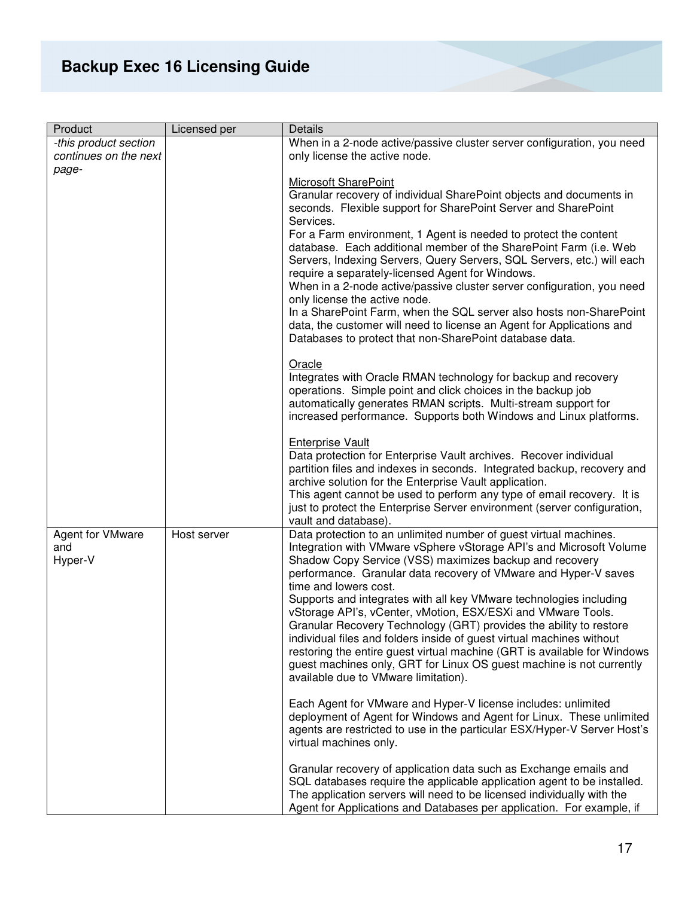| Product | Licensed per | Details |
|---|---|---|
| *-this product section continues on the next page-* | | When in a 2-node active/passive cluster server configuration, you need only license the active node.<br><br>Microsoft SharePoint<br>Granular recovery of individual SharePoint objects and documents in seconds. Flexible support for SharePoint Server and SharePoint Services.<br>For a Farm environment, 1 Agent is needed to protect the content database. Each additional member of the SharePoint Farm (i.e. Web Servers, Indexing Servers, Query Servers, SQL Servers, etc.) will each require a separately-licensed Agent for Windows.<br>When in a 2-node active/passive cluster server configuration, you need only license the active node.<br>In a SharePoint Farm, when the SQL server also hosts non-SharePoint data, the customer will need to license an Agent for Applications and Databases to protect that non-SharePoint database data.<br><br>Oracle<br>Integrates with Oracle RMAN technology for backup and recovery operations. Simple point and click choices in the backup job automatically generates RMAN scripts. Multi-stream support for increased performance. Supports both Windows and Linux platforms.<br><br>Enterprise Vault<br>Data protection for Enterprise Vault archives. Recover individual partition files and indexes in seconds. Integrated backup, recovery and archive solution for the Enterprise Vault application.<br>This agent cannot be used to perform any type of email recovery. It is just to protect the Enterprise Server environment (server configuration, vault and database). |
| Agent for VMware and Hyper-V | Host server | Data protection to an unlimited number of guest virtual machines. Integration with VMware vSphere vStorage API's and Microsoft Volume Shadow Copy Service (VSS) maximizes backup and recovery performance. Granular data recovery of VMware and Hyper-V saves time and lowers cost.<br>Supports and integrates with all key VMware technologies including vStorage API's, vCenter, vMotion, ESX/ESXi and VMware Tools. Granular Recovery Technology (GRT) provides the ability to restore individual files and folders inside of guest virtual machines without restoring the entire guest virtual machine (GRT is available for Windows guest machines only, GRT for Linux OS guest machine is not currently available due to VMware limitation).<br><br>Each Agent for VMware and Hyper-V license includes: unlimited deployment of Agent for Windows and Agent for Linux. These unlimited agents are restricted to use in the particular ESX/Hyper-V Server Host's virtual machines only.<br><br>Granular recovery of application data such as Exchange emails and SQL databases require the applicable application agent to be installed. The application servers will need to be licensed individually with the Agent for Applications and Databases per application. For example, if |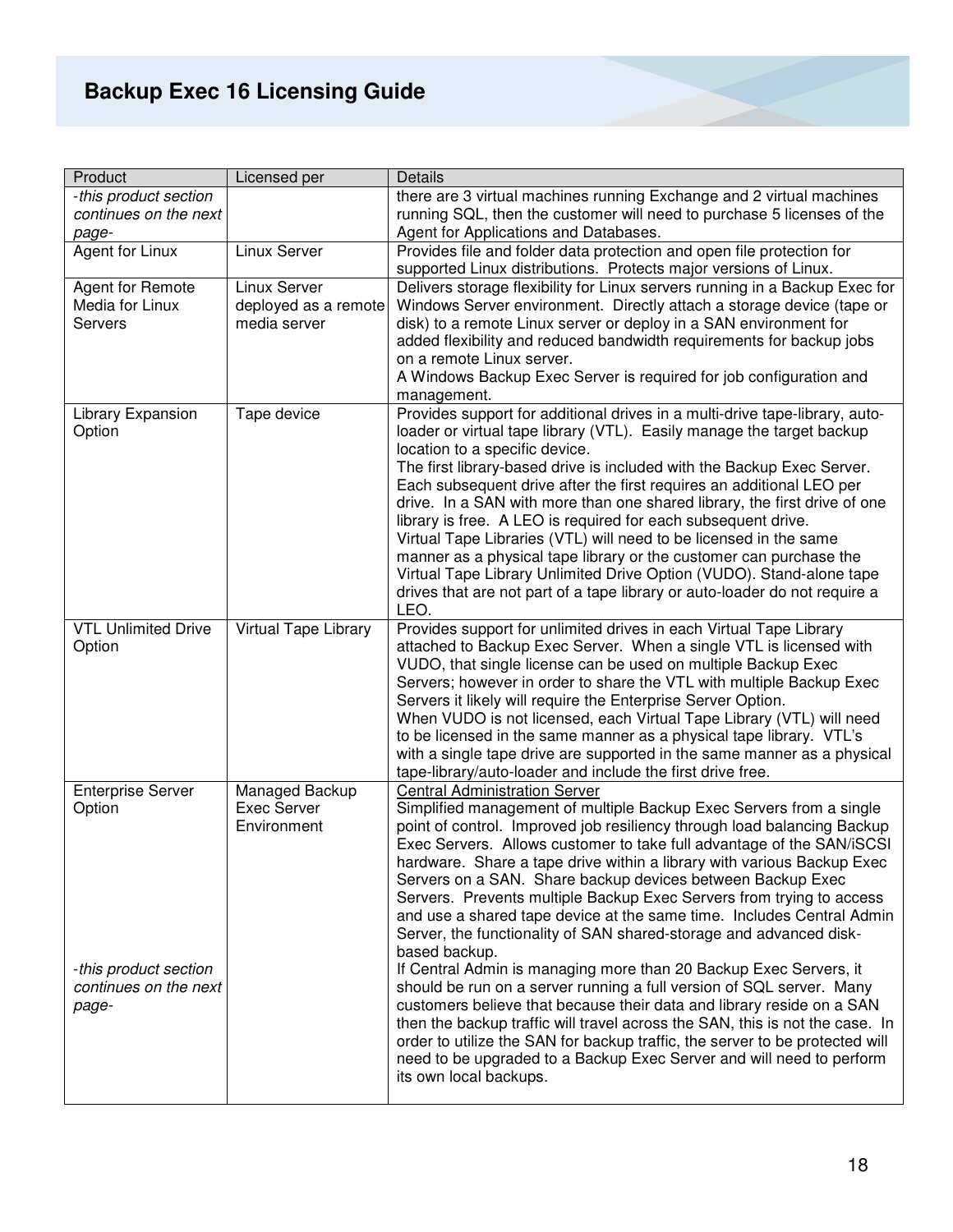| Product | Licensed per | Details |
|---|---|---|
| *-this product section continues on the next page-* | | there are 3 virtual machines running Exchange and 2 virtual machines running SQL, then the customer will need to purchase 5 licenses of the Agent for Applications and Databases. |
| Agent for Linux | Linux Server | Provides file and folder data protection and open file protection for supported Linux distributions. Protects major versions of Linux. |
| Agent for Remote Media for Linux Servers | Linux Server deployed as a remote media server | Delivers storage flexibility for Linux servers running in a Backup Exec for Windows Server environment. Directly attach a storage device (tape or disk) to a remote Linux server or deploy in a SAN environment for added flexibility and reduced bandwidth requirements for backup jobs on a remote Linux server.<br>A Windows Backup Exec Server is required for job configuration and management. |
| Library Expansion Option | Tape device | Provides support for additional drives in a multi-drive tape-library, auto-loader or virtual tape library (VTL). Easily manage the target backup location to a specific device.<br>The first library-based drive is included with the Backup Exec Server. Each subsequent drive after the first requires an additional LEO per drive. In a SAN with more than one shared library, the first drive of one library is free. A LEO is required for each subsequent drive.<br>Virtual Tape Libraries (VTL) will need to be licensed in the same manner as a physical tape library or the customer can purchase the Virtual Tape Library Unlimited Drive Option (VUDO). Stand-alone tape drives that are not part of a tape library or auto-loader do not require a LEO. |
| VTL Unlimited Drive Option | Virtual Tape Library | Provides support for unlimited drives in each Virtual Tape Library attached to Backup Exec Server. When a single VTL is licensed with VUDO, that single license can be used on multiple Backup Exec Servers; however in order to share the VTL with multiple Backup Exec Servers it likely will require the Enterprise Server Option.<br>When VUDO is not licensed, each Virtual Tape Library (VTL) will need to be licensed in the same manner as a physical tape library. VTL's with a single tape drive are supported in the same manner as a physical tape-library/auto-loader and include the first drive free. |
| Enterprise Server Option<br><br>*-this product section continues on the next page-* | Managed Backup Exec Server Environment | <u>Central Administration Server</u><br>Simplified management of multiple Backup Exec Servers from a single point of control. Improved job resiliency through load balancing Backup Exec Servers. Allows customer to take full advantage of the SAN/iSCSI hardware. Share a tape drive within a library with various Backup Exec Servers on a SAN. Share backup devices between Backup Exec Servers. Prevents multiple Backup Exec Servers from trying to access and use a shared tape device at the same time. Includes Central Admin Server, the functionality of SAN shared-storage and advanced disk-based backup.<br>If Central Admin is managing more than 20 Backup Exec Servers, it should be run on a server running a full version of SQL server. Many customers believe that because their data and library reside on a SAN then the backup traffic will travel across the SAN, this is not the case. In order to utilize the SAN for backup traffic, the server to be protected will need to be upgraded to a Backup Exec Server and will need to perform its own local backups. |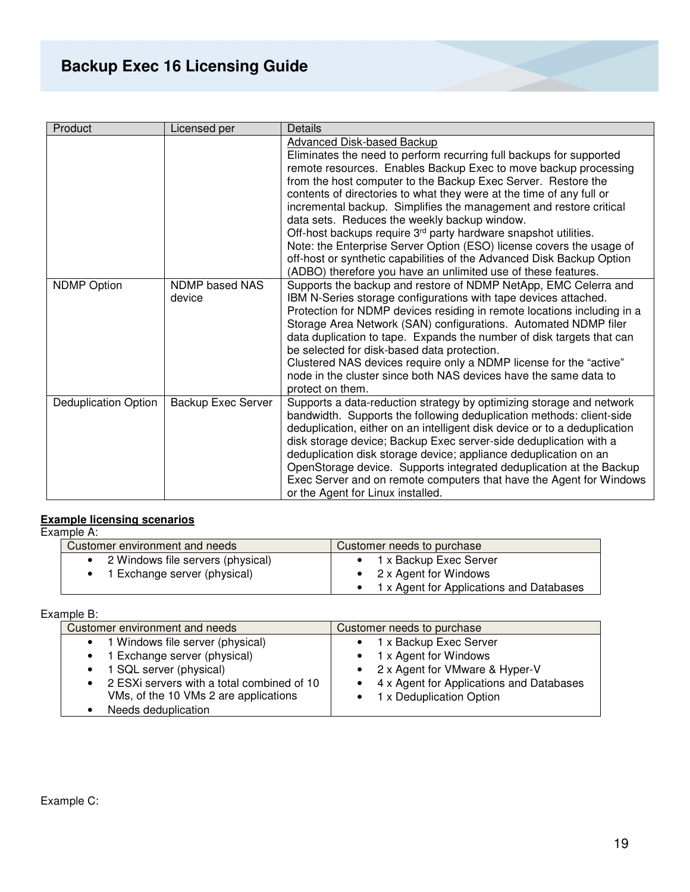| Product | Licensed per | Details |
|---|---|---|
| | | Advanced Disk-based Backup<br>Eliminates the need to perform recurring full backups for supported remote resources. Enables Backup Exec to move backup processing from the host computer to the Backup Exec Server. Restore the contents of directories to what they were at the time of any full or incremental backup. Simplifies the management and restore critical data sets. Reduces the weekly backup window.<br>Off-host backups require 3rd party hardware snapshot utilities.<br>Note: the Enterprise Server Option (ESO) license covers the usage of off-host or synthetic capabilities of the Advanced Disk Backup Option (ADBO) therefore you have an unlimited use of these features. |
| NDMP Option | NDMP based NAS device | Supports the backup and restore of NDMP NetApp, EMC Celerra and IBM N-Series storage configurations with tape devices attached. Protection for NDMP devices residing in remote locations including in a Storage Area Network (SAN) configurations. Automated NDMP filer data duplication to tape. Expands the number of disk targets that can be selected for disk-based data protection.<br>Clustered NAS devices require only a NDMP license for the "active" node in the cluster since both NAS devices have the same data to protect on them. |
| Deduplication Option | Backup Exec Server | Supports a data-reduction strategy by optimizing storage and network bandwidth. Supports the following deduplication methods: client-side deduplication, either on an intelligent disk device or to a deduplication disk storage device; Backup Exec server-side deduplication with a deduplication disk storage device; appliance deduplication on an OpenStorage device. Supports integrated deduplication at the Backup Exec Server and on remote computers that have the Agent for Windows or the Agent for Linux installed. |

**Example licensing scenarios**

Example A:

| Customer environment and needs | Customer needs to purchase |
|---|---|
| • 2 Windows file servers (physical)<br>• 1 Exchange server (physical) | • 1 x Backup Exec Server<br>• 2 x Agent for Windows<br>• 1 x Agent for Applications and Databases |

Example B:

| Customer environment and needs | Customer needs to purchase |
|---|---|
| • 1 Windows file server (physical)<br>• 1 Exchange server (physical)<br>• 1 SQL server (physical)<br>• 2 ESXi servers with a total combined of 10 VMs, of the 10 VMs 2 are applications<br>• Needs deduplication | • 1 x Backup Exec Server<br>• 1 x Agent for Windows<br>• 2 x Agent for VMware & Hyper-V<br>• 4 x Agent for Applications and Databases<br>• 1 x Deduplication Option |

Example C: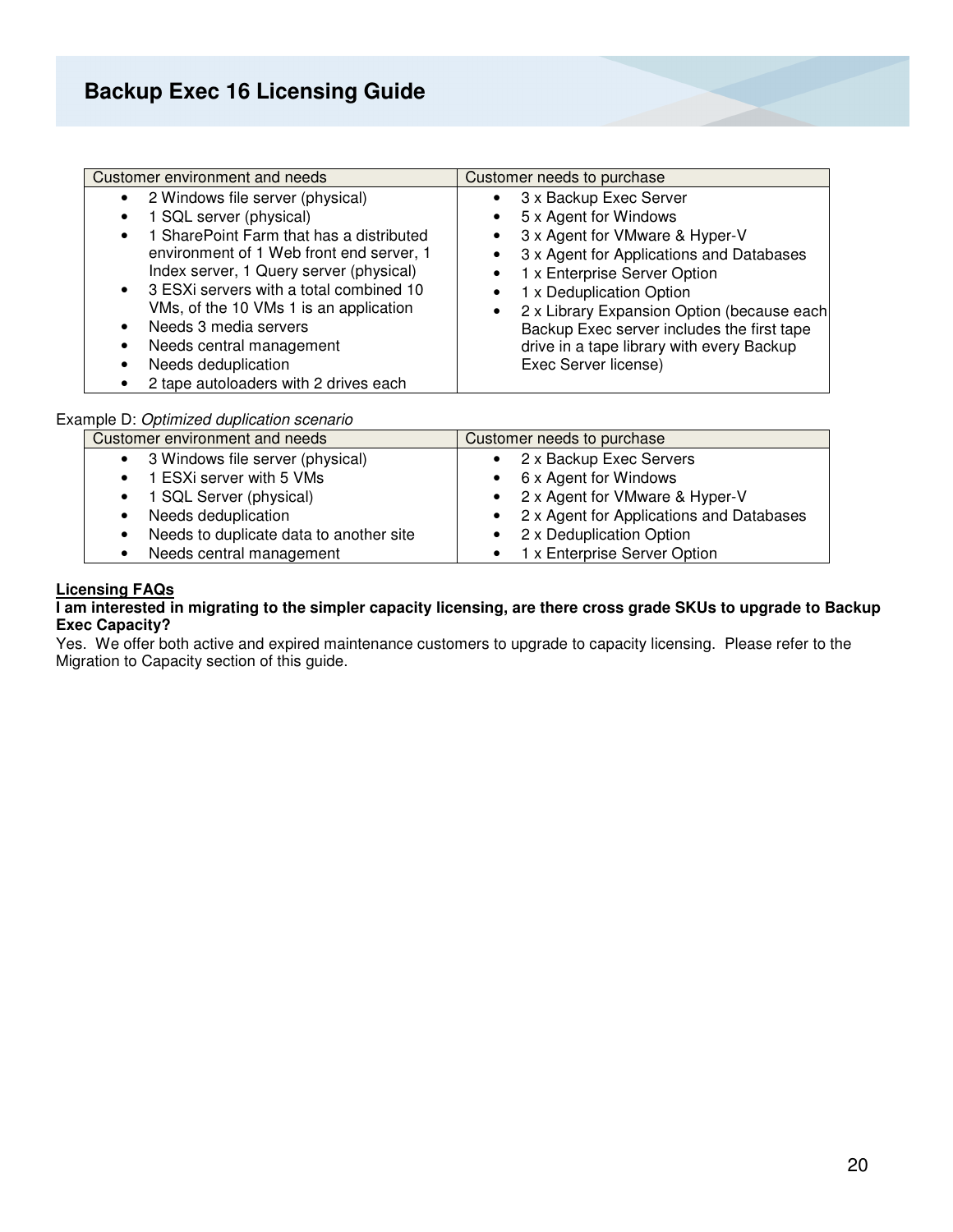| Customer environment and needs | Customer needs to purchase |
|---|---|
| • 2 Windows file server (physical)<br>• 1 SQL server (physical)<br>• 1 SharePoint Farm that has a distributed environment of 1 Web front end server, 1 Index server, 1 Query server (physical)<br>• 3 ESXi servers with a total combined 10 VMs, of the 10 VMs 1 is an application<br>• Needs 3 media servers<br>• Needs central management<br>• Needs deduplication<br>• 2 tape autoloaders with 2 drives each | • 3 x Backup Exec Server<br>• 5 x Agent for Windows<br>• 3 x Agent for VMware & Hyper-V<br>• 3 x Agent for Applications and Databases<br>• 1 x Enterprise Server Option<br>• 1 x Deduplication Option<br>• 2 x Library Expansion Option (because each Backup Exec server includes the first tape drive in a tape library with every Backup Exec Server license) |

Example D: *Optimized duplication scenario*

| Customer environment and needs | Customer needs to purchase |
|---|---|
| • 3 Windows file server (physical)<br>• 1 ESXi server with 5 VMs<br>• 1 SQL Server (physical)<br>• Needs deduplication<br>• Needs to duplicate data to another site<br>• Needs central management | • 2 x Backup Exec Servers<br>• 6 x Agent for Windows<br>• 2 x Agent for VMware & Hyper-V<br>• 2 x Agent for Applications and Databases<br>• 2 x Deduplication Option<br>• 1 x Enterprise Server Option |

## Licensing FAQs

**I am interested in migrating to the simpler capacity licensing, are there cross grade SKUs to upgrade to Backup Exec Capacity?**

Yes. We offer both active and expired maintenance customers to upgrade to capacity licensing. Please refer to the Migration to Capacity section of this guide.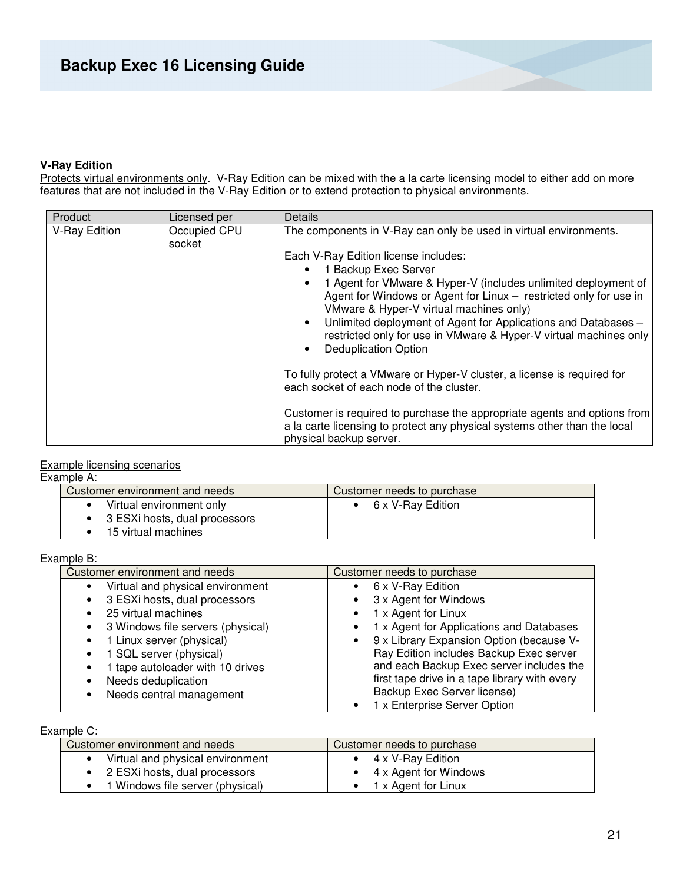### V-Ray Edition

Protects virtual environments only. V-Ray Edition can be mixed with the a la carte licensing model to either add on more features that are not included in the V-Ray Edition or to extend protection to physical environments.

| Product | Licensed per | Details |
|---|---|---|
| V-Ray Edition | Occupied CPU socket | The components in V-Ray can only be used in virtual environments.<br><br>Each V-Ray Edition license includes:<br>• 1 Backup Exec Server<br>• 1 Agent for VMware & Hyper-V (includes unlimited deployment of Agent for Windows or Agent for Linux – restricted only for use in VMware & Hyper-V virtual machines only)<br>• Unlimited deployment of Agent for Applications and Databases – restricted only for use in VMware & Hyper-V virtual machines only<br>• Deduplication Option<br><br>To fully protect a VMware or Hyper-V cluster, a license is required for each socket of each node of the cluster.<br><br>Customer is required to purchase the appropriate agents and options from a la carte licensing to protect any physical systems other than the local physical backup server. |

Example licensing scenarios

Example A:

| Customer environment and needs | Customer needs to purchase |
|---|---|
| • Virtual environment only<br>• 3 ESXi hosts, dual processors<br>• 15 virtual machines | • 6 x V-Ray Edition |

Example B:

| Customer environment and needs | Customer needs to purchase |
|---|---|
| • Virtual and physical environment<br>• 3 ESXi hosts, dual processors<br>• 25 virtual machines<br>• 3 Windows file servers (physical)<br>• 1 Linux server (physical)<br>• 1 SQL server (physical)<br>• 1 tape autoloader with 10 drives<br>• Needs deduplication<br>• Needs central management | • 6 x V-Ray Edition<br>• 3 x Agent for Windows<br>• 1 x Agent for Linux<br>• 1 x Agent for Applications and Databases<br>• 9 x Library Expansion Option (because V-Ray Edition includes Backup Exec server and each Backup Exec server includes the first tape drive in a tape library with every Backup Exec Server license)<br>• 1 x Enterprise Server Option |

Example C:

| Customer environment and needs | Customer needs to purchase |
|---|---|
| • Virtual and physical environment<br>• 2 ESXi hosts, dual processors<br>• 1 Windows file server (physical) | • 4 x V-Ray Edition<br>• 4 x Agent for Windows<br>• 1 x Agent for Linux |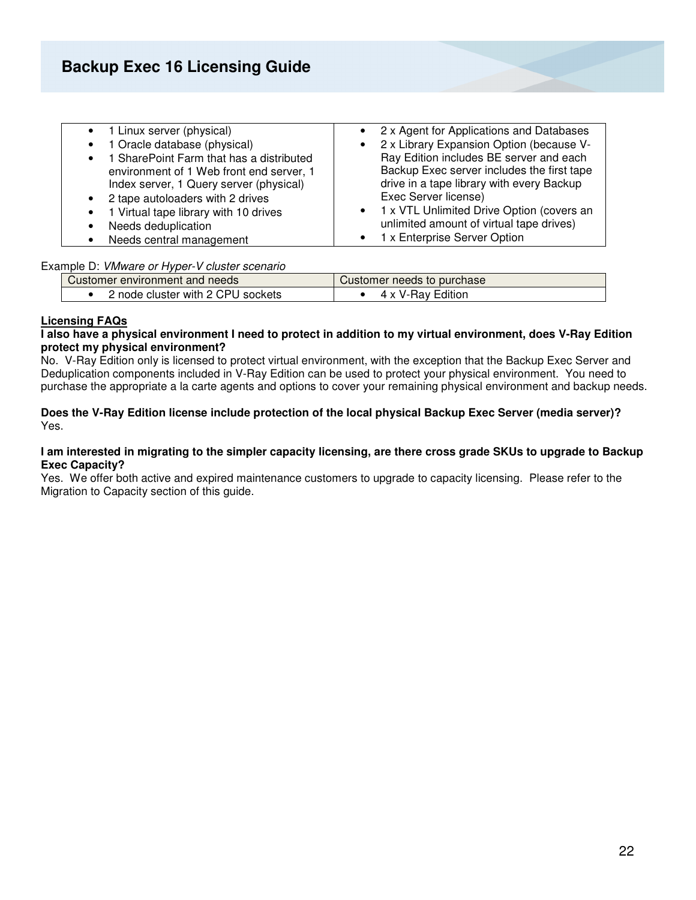| Customer environment and needs | Customer needs to purchase |
|---|---|
| • 1 Linux server (physical)<br>• 1 Oracle database (physical)<br>• 1 SharePoint Farm that has a distributed environment of 1 Web front end server, 1 Index server, 1 Query server (physical)<br>• 2 tape autoloaders with 2 drives<br>• 1 Virtual tape library with 10 drives<br>• Needs deduplication<br>• Needs central management | • 2 x Agent for Applications and Databases<br>• 2 x Library Expansion Option (because V-Ray Edition includes BE server and each Backup Exec server includes the first tape drive in a tape library with every Backup Exec Server license)<br>• 1 x VTL Unlimited Drive Option (covers an unlimited amount of virtual tape drives)<br>• 1 x Enterprise Server Option |

Example D: *VMware or Hyper-V cluster scenario*

| Customer environment and needs | Customer needs to purchase |
|---|---|
| • 2 node cluster with 2 CPU sockets | • 4 x V-Ray Edition |

**Licensing FAQs**

**I also have a physical environment I need to protect in addition to my virtual environment, does V-Ray Edition protect my physical environment?**

No. V-Ray Edition only is licensed to protect virtual environment, with the exception that the Backup Exec Server and Deduplication components included in V-Ray Edition can be used to protect your physical environment. You need to purchase the appropriate a la carte agents and options to cover your remaining physical environment and backup needs.

**Does the V-Ray Edition license include protection of the local physical Backup Exec Server (media server)?**

Yes.

**I am interested in migrating to the simpler capacity licensing, are there cross grade SKUs to upgrade to Backup Exec Capacity?**

Yes. We offer both active and expired maintenance customers to upgrade to capacity licensing. Please refer to the Migration to Capacity section of this guide.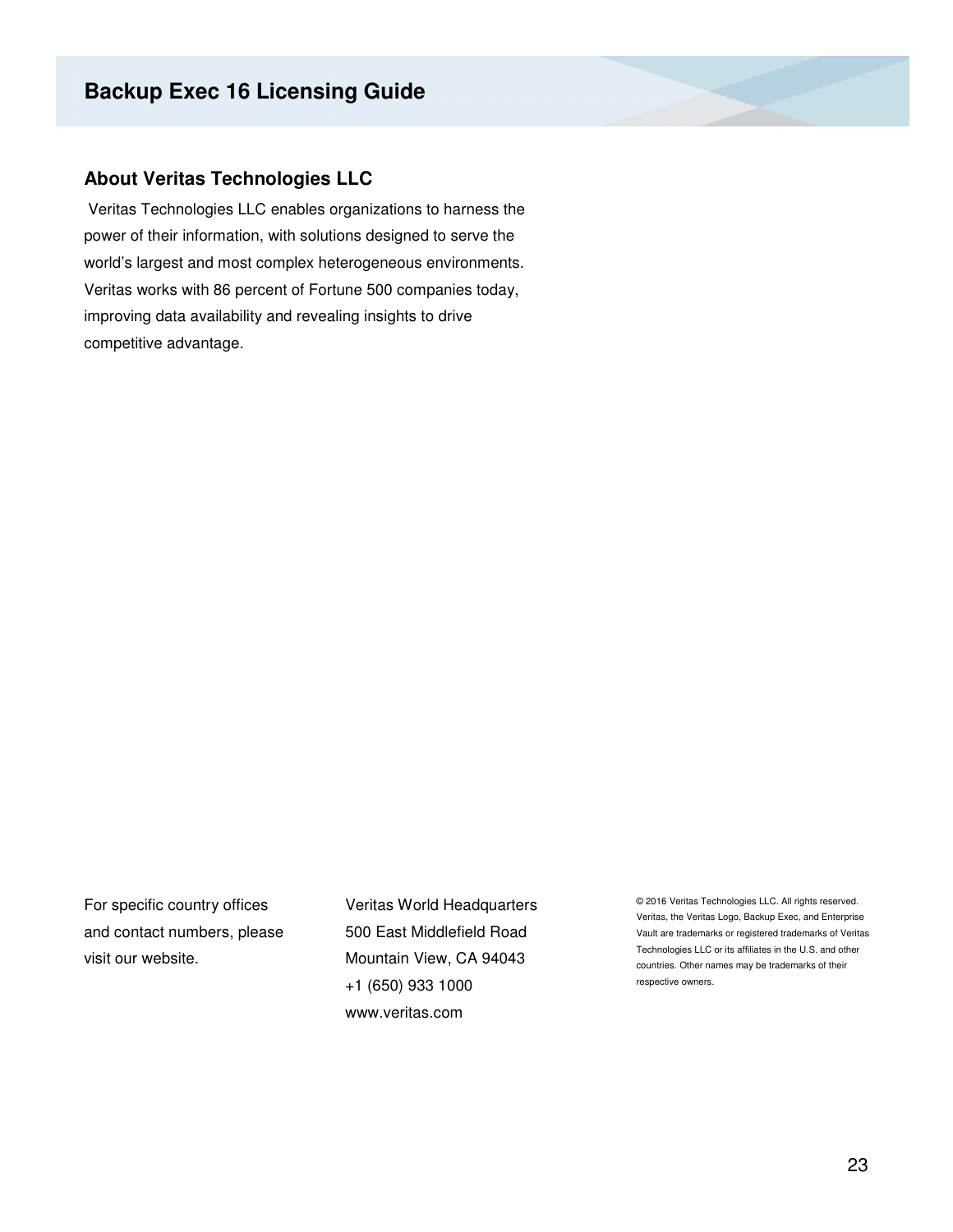## About Veritas Technologies LLC

Veritas Technologies LLC enables organizations to harness the power of their information, with solutions designed to serve the world's largest and most complex heterogeneous environments. Veritas works with 86 percent of Fortune 500 companies today, improving data availability and revealing insights to drive competitive advantage.

For specific country offices and contact numbers, please visit our website.

Veritas World Headquarters
500 East Middlefield Road
Mountain View, CA 94043
+1 (650) 933 1000
www.veritas.com

© 2016 Veritas Technologies LLC. All rights reserved. Veritas, the Veritas Logo, Backup Exec, and Enterprise Vault are trademarks or registered trademarks of Veritas Technologies LLC or its affiliates in the U.S. and other countries. Other names may be trademarks of their respective owners.